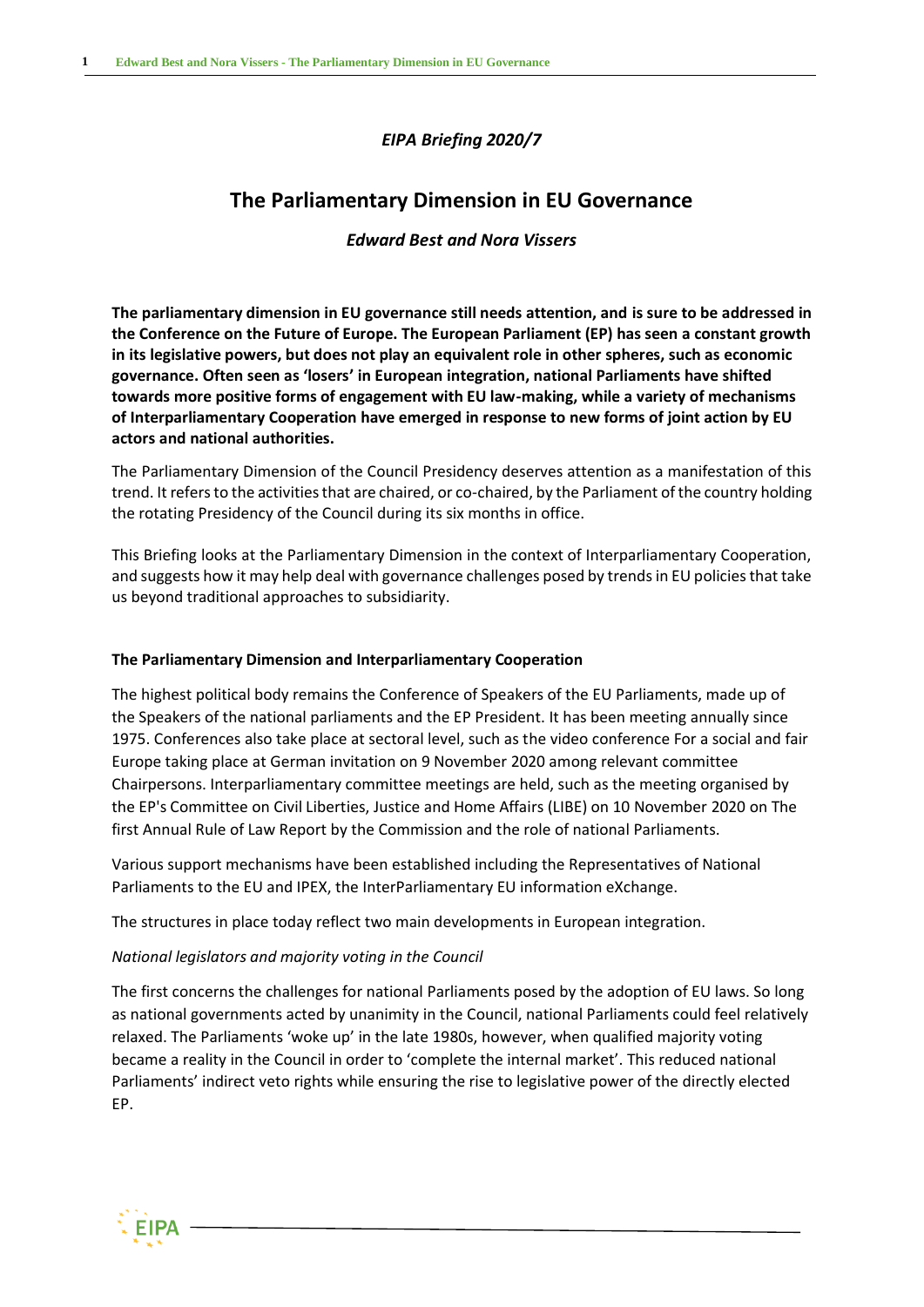*EIPA Briefing 2020/7*

# The Parliamentary Dimension in EU Governance

*Edward Best and Nora Vissers*

**The parliamentary dimension in EU governance still needs attention, and is sure to be addressed in the Conference on the Future of Europe. The European Parliament (EP) has seen a constant growth in its legislative powers, but does not play an equivalent role in other spheres, such as economic governance. Often seen as 'losers' in European integration, national Parliaments have shifted towards more positive forms of engagement with EU law-making, while a variety of mechanisms of Interparliamentary Cooperation have emerged in response to new forms of joint action by EU actors and national authorities.**

The Parliamentary Dimension of the Council Presidency deserves attention as a manifestation of this trend. It refers to the activities that are chaired, or co-chaired, by the Parliament of the country holding the rotating Presidency of the Council during its six months in office.

This Briefing looks at the Parliamentary Dimension in the context of Interparliamentary Cooperation, and suggests how it may help deal with governance challenges posed by trends in EU policies that take us beyond traditional approaches to subsidiarity.

### The Parliamentary Dimension and Interparliamentary Cooperation

The highest political body remains the Conference of Speakers of the EU Parliaments, made up of the Speakers of the national parliaments and the EP President. It has been meeting annually since 1975. Conferences also take place at sectoral level, such as the video conference For a social and fair Europe taking place at German invitation on 9 November 2020 among relevant committee Chairpersons. Interparliamentary committee meetings are held, such as the meeting organised by the EP's Committee on Civil Liberties, Justice and Home Affairs (LIBE) on 10 November 2020 on The first Annual Rule of Law Report by the Commission and the role of national Parliaments.

Various support mechanisms have been established including the Representatives of National Parliaments to the EU and IPEX, the InterParliamentary EU information eXchange.

The structures in place today reflect two main developments in European integration.

*National legislators and majority voting in the Council*

The first concerns the challenges for national Parliaments posed by the adoption of EU laws. So long as national governments acted by unanimity in the Council, national Parliaments could feel relatively relaxed. The Parliaments 'woke up' in the late 1980s, however, when qualified majority voting became a reality in the Council in order to 'complete the internal market'. This reduced national Parliaments' indirect veto rights while ensuring the rise to legislative power of the directly elected EP.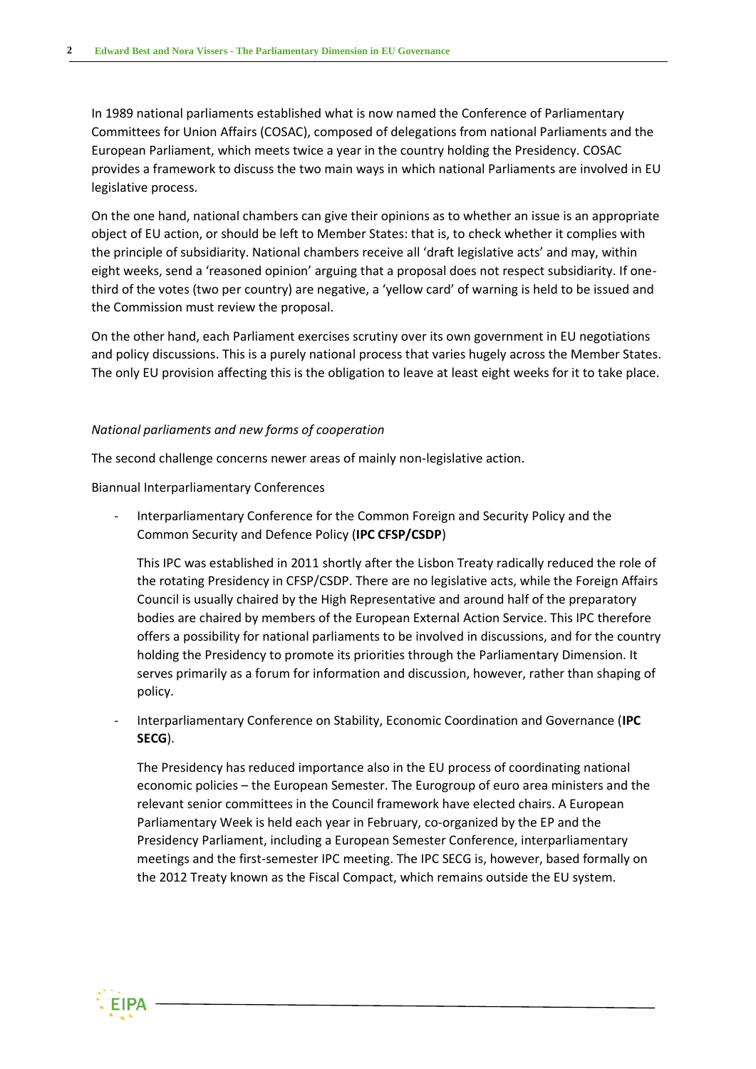In 1989 national parliaments established what is now named the Conference of Parliamentary Committees for Union Affairs (COSAC), composed of delegations from national Parliaments and the European Parliament, which meets twice a year in the country holding the Presidency. COSAC provides a framework to discuss the two main ways in which national Parliaments are involved in EU legislative process.

On the one hand, national chambers can give their opinions as to whether an issue is an appropriate object of EU action, or should be left to Member States: that is, to check whether it complies with the principle of subsidiarity. National chambers receive all 'draft legislative acts' and may, within eight weeks, send a 'reasoned opinion' arguing that a proposal does not respect subsidiarity. If one-third of the votes (two per country) are negative, a 'yellow card' of warning is held to be issued and the Commission must review the proposal.

On the other hand, each Parliament exercises scrutiny over its own government in EU negotiations and policy discussions. This is a purely national process that varies hugely across the Member States. The only EU provision affecting this is the obligation to leave at least eight weeks for it to take place.

*National parliaments and new forms of cooperation*

The second challenge concerns newer areas of mainly non-legislative action.

Biannual Interparliamentary Conferences

- Interparliamentary Conference for the Common Foreign and Security Policy and the Common Security and Defence Policy (**IPC CFSP/CSDP**)

  This IPC was established in 2011 shortly after the Lisbon Treaty radically reduced the role of the rotating Presidency in CFSP/CSDP. There are no legislative acts, while the Foreign Affairs Council is usually chaired by the High Representative and around half of the preparatory bodies are chaired by members of the European External Action Service. This IPC therefore offers a possibility for national parliaments to be involved in discussions, and for the country holding the Presidency to promote its priorities through the Parliamentary Dimension. It serves primarily as a forum for information and discussion, however, rather than shaping of policy.

- Interparliamentary Conference on Stability, Economic Coordination and Governance (**IPC SECG**).

  The Presidency has reduced importance also in the EU process of coordinating national economic policies – the European Semester. The Eurogroup of euro area ministers and the relevant senior committees in the Council framework have elected chairs. A European Parliamentary Week is held each year in February, co-organized by the EP and the Presidency Parliament, including a European Semester Conference, interparliamentary meetings and the first-semester IPC meeting. The IPC SECG is, however, based formally on the 2012 Treaty known as the Fiscal Compact, which remains outside the EU system.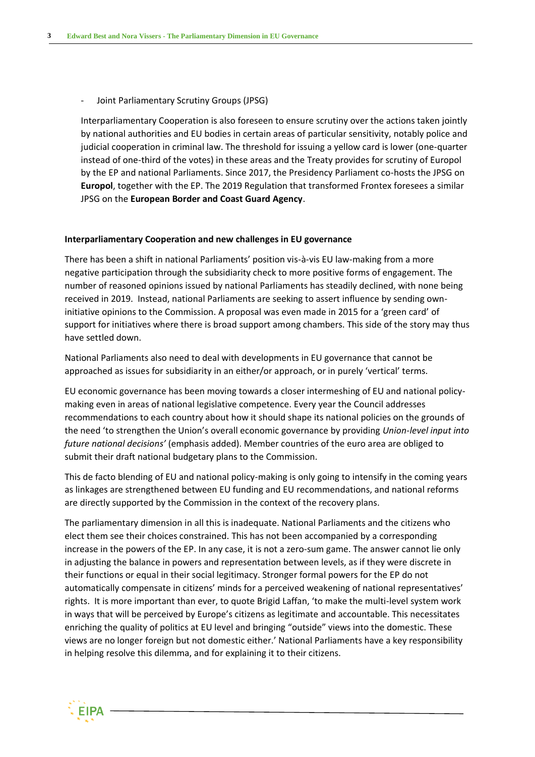- Joint Parliamentary Scrutiny Groups (JPSG)

Interparliamentary Cooperation is also foreseen to ensure scrutiny over the actions taken jointly by national authorities and EU bodies in certain areas of particular sensitivity, notably police and judicial cooperation in criminal law. The threshold for issuing a yellow card is lower (one-quarter instead of one-third of the votes) in these areas and the Treaty provides for scrutiny of Europol by the EP and national Parliaments. Since 2017, the Presidency Parliament co-hosts the JPSG on **Europol**, together with the EP. The 2019 Regulation that transformed Frontex foresees a similar JPSG on the **European Border and Coast Guard Agency**.

**Interparliamentary Cooperation and new challenges in EU governance**

There has been a shift in national Parliaments' position vis-à-vis EU law-making from a more negative participation through the subsidiarity check to more positive forms of engagement. The number of reasoned opinions issued by national Parliaments has steadily declined, with none being received in 2019. Instead, national Parliaments are seeking to assert influence by sending own-initiative opinions to the Commission. A proposal was even made in 2015 for a 'green card' of support for initiatives where there is broad support among chambers. This side of the story may thus have settled down.

National Parliaments also need to deal with developments in EU governance that cannot be approached as issues for subsidiarity in an either/or approach, or in purely 'vertical' terms.

EU economic governance has been moving towards a closer intermeshing of EU and national policy-making even in areas of national legislative competence. Every year the Council addresses recommendations to each country about how it should shape its national policies on the grounds of the need 'to strengthen the Union's overall economic governance by providing *Union-level input into future national decisions'* (emphasis added). Member countries of the euro area are obliged to submit their draft national budgetary plans to the Commission.

This de facto blending of EU and national policy-making is only going to intensify in the coming years as linkages are strengthened between EU funding and EU recommendations, and national reforms are directly supported by the Commission in the context of the recovery plans.

The parliamentary dimension in all this is inadequate. National Parliaments and the citizens who elect them see their choices constrained. This has not been accompanied by a corresponding increase in the powers of the EP. In any case, it is not a zero-sum game. The answer cannot lie only in adjusting the balance in powers and representation between levels, as if they were discrete in their functions or equal in their social legitimacy. Stronger formal powers for the EP do not automatically compensate in citizens' minds for a perceived weakening of national representatives' rights. It is more important than ever, to quote Brigid Laffan, 'to make the multi-level system work in ways that will be perceived by Europe's citizens as legitimate and accountable. This necessitates enriching the quality of politics at EU level and bringing "outside" views into the domestic. These views are no longer foreign but not domestic either.' National Parliaments have a key responsibility in helping resolve this dilemma, and for explaining it to their citizens.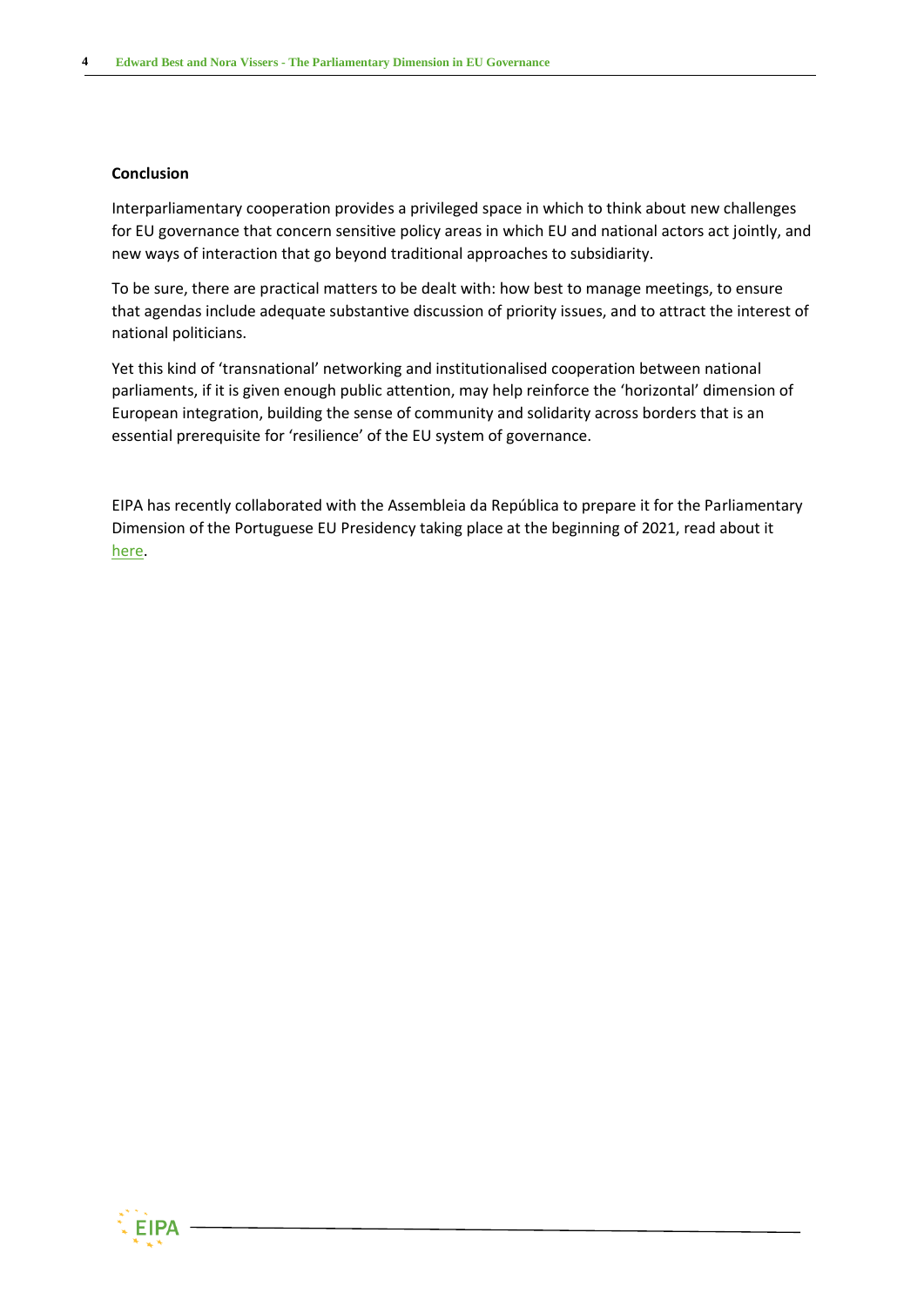## Conclusion

Interparliamentary cooperation provides a privileged space in which to think about new challenges for EU governance that concern sensitive policy areas in which EU and national actors act jointly, and new ways of interaction that go beyond traditional approaches to subsidiarity.

To be sure, there are practical matters to be dealt with: how best to manage meetings, to ensure that agendas include adequate substantive discussion of priority issues, and to attract the interest of national politicians.

Yet this kind of 'transnational' networking and institutionalised cooperation between national parliaments, if it is given enough public attention, may help reinforce the 'horizontal' dimension of European integration, building the sense of community and solidarity across borders that is an essential prerequisite for 'resilience' of the EU system of governance.

EIPA has recently collaborated with the Assembleia da República to prepare it for the Parliamentary Dimension of the Portuguese EU Presidency taking place at the beginning of 2021, read about it here.